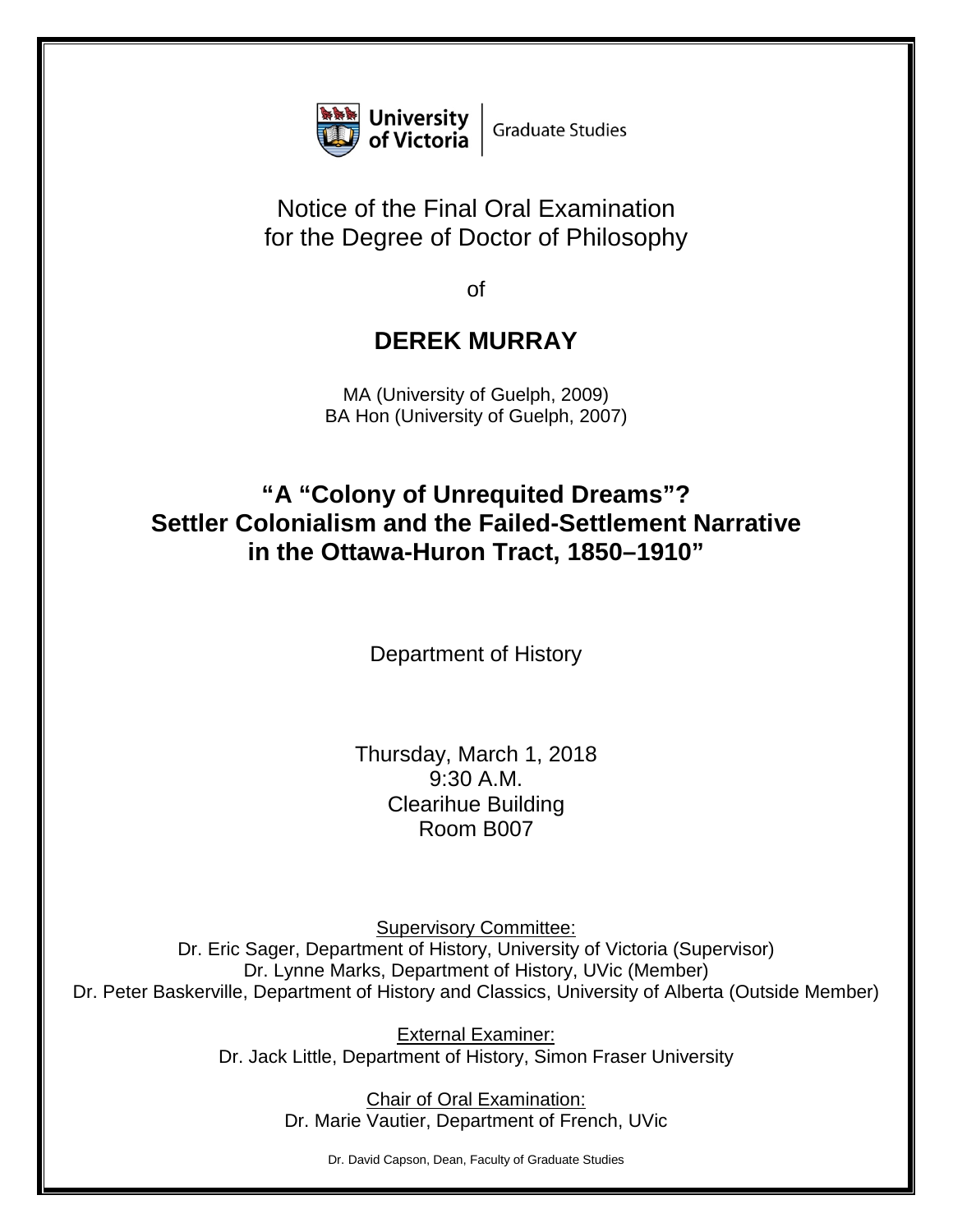University of Victoria | Graduate Studies

# Notice of the Final Oral Examination for the Degree of Doctor of Philosophy

of

## DEREK MURRAY

MA (University of Guelph, 2009)
BA Hon (University of Guelph, 2007)

## "A "Colony of Unrequited Dreams"? Settler Colonialism and the Failed-Settlement Narrative in the Ottawa-Huron Tract, 1850–1910"

Department of History

Thursday, March 1, 2018
9:30 A.M.
Clearihue Building
Room B007

Supervisory Committee:
Dr. Eric Sager, Department of History, University of Victoria (Supervisor)
Dr. Lynne Marks, Department of History, UVic (Member)
Dr. Peter Baskerville, Department of History and Classics, University of Alberta (Outside Member)

External Examiner:
Dr. Jack Little, Department of History, Simon Fraser University

Chair of Oral Examination:
Dr. Marie Vautier, Department of French, UVic

Dr. David Capson, Dean, Faculty of Graduate Studies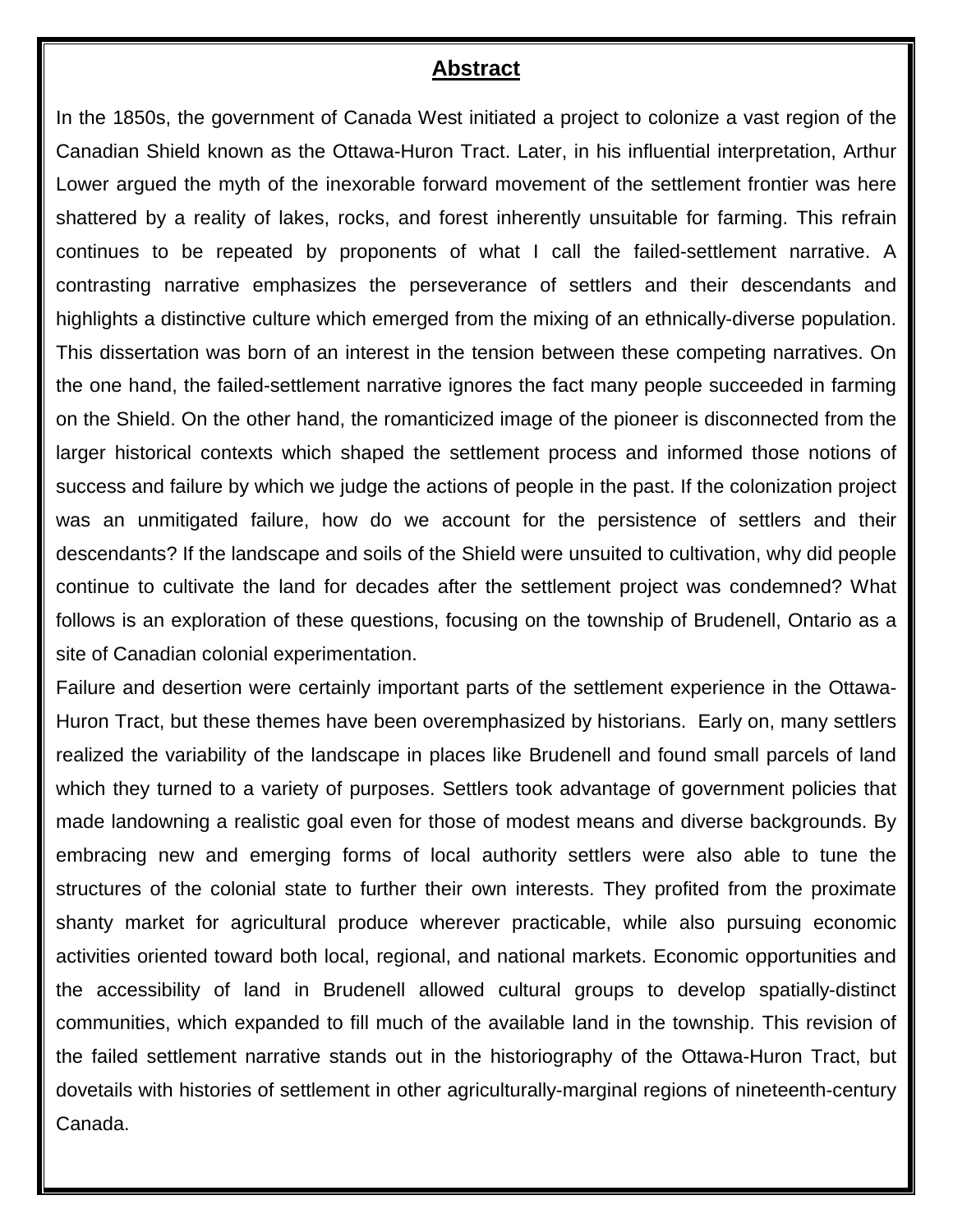## Abstract

In the 1850s, the government of Canada West initiated a project to colonize a vast region of the Canadian Shield known as the Ottawa-Huron Tract. Later, in his influential interpretation, Arthur Lower argued the myth of the inexorable forward movement of the settlement frontier was here shattered by a reality of lakes, rocks, and forest inherently unsuitable for farming. This refrain continues to be repeated by proponents of what I call the failed-settlement narrative. A contrasting narrative emphasizes the perseverance of settlers and their descendants and highlights a distinctive culture which emerged from the mixing of an ethnically-diverse population. This dissertation was born of an interest in the tension between these competing narratives. On the one hand, the failed-settlement narrative ignores the fact many people succeeded in farming on the Shield. On the other hand, the romanticized image of the pioneer is disconnected from the larger historical contexts which shaped the settlement process and informed those notions of success and failure by which we judge the actions of people in the past. If the colonization project was an unmitigated failure, how do we account for the persistence of settlers and their descendants? If the landscape and soils of the Shield were unsuited to cultivation, why did people continue to cultivate the land for decades after the settlement project was condemned? What follows is an exploration of these questions, focusing on the township of Brudenell, Ontario as a site of Canadian colonial experimentation.

Failure and desertion were certainly important parts of the settlement experience in the Ottawa-Huron Tract, but these themes have been overemphasized by historians. Early on, many settlers realized the variability of the landscape in places like Brudenell and found small parcels of land which they turned to a variety of purposes. Settlers took advantage of government policies that made landowning a realistic goal even for those of modest means and diverse backgrounds. By embracing new and emerging forms of local authority settlers were also able to tune the structures of the colonial state to further their own interests. They profited from the proximate shanty market for agricultural produce wherever practicable, while also pursuing economic activities oriented toward both local, regional, and national markets. Economic opportunities and the accessibility of land in Brudenell allowed cultural groups to develop spatially-distinct communities, which expanded to fill much of the available land in the township. This revision of the failed settlement narrative stands out in the historiography of the Ottawa-Huron Tract, but dovetails with histories of settlement in other agriculturally-marginal regions of nineteenth-century Canada.